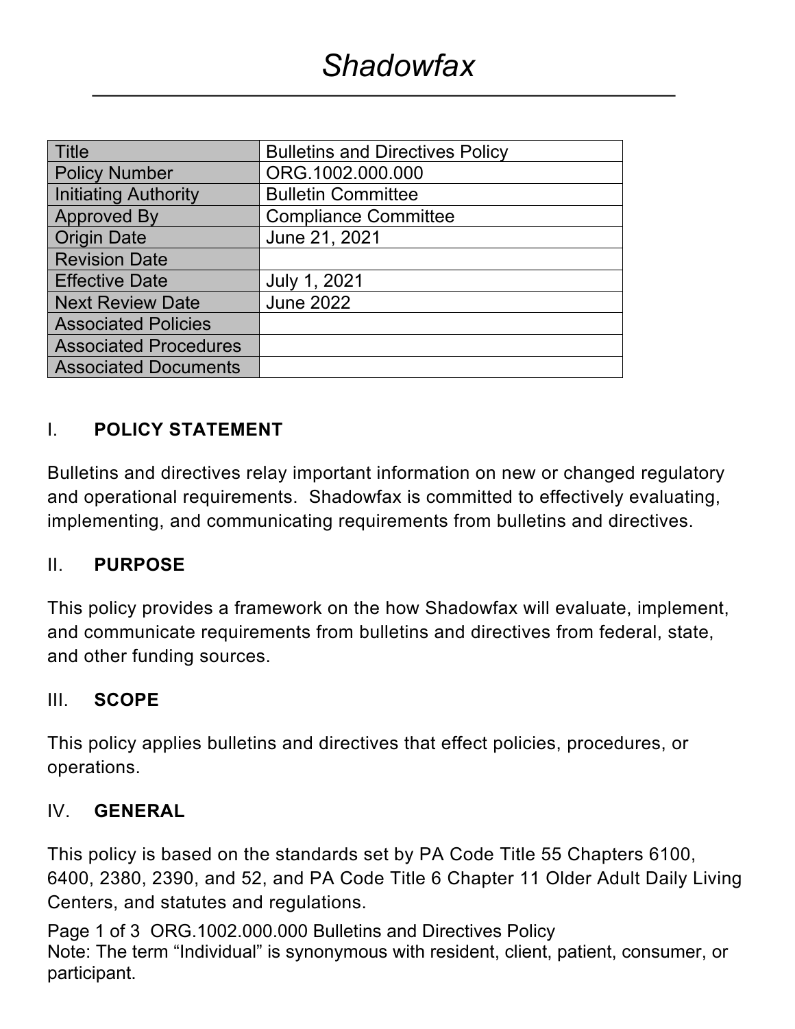# *Shadowfax*

| Title | Bulletins and Directives Policy |
| --- | --- |
| Policy Number | ORG.1002.000.000 |
| Initiating Authority | Bulletin Committee |
| Approved By | Compliance Committee |
| Origin Date | June 21, 2021 |
| Revision Date | |
| Effective Date | July 1, 2021 |
| Next Review Date | June 2022 |
| Associated Policies | |
| Associated Procedures | |
| Associated Documents | |

## I. POLICY STATEMENT

Bulletins and directives relay important information on new or changed regulatory and operational requirements. Shadowfax is committed to effectively evaluating, implementing, and communicating requirements from bulletins and directives.

## II. PURPOSE

This policy provides a framework on the how Shadowfax will evaluate, implement, and communicate requirements from bulletins and directives from federal, state, and other funding sources.

## III. SCOPE

This policy applies bulletins and directives that effect policies, procedures, or operations.

## IV. GENERAL

This policy is based on the standards set by PA Code Title 55 Chapters 6100, 6400, 2380, 2390, and 52, and PA Code Title 6 Chapter 11 Older Adult Daily Living Centers, and statutes and regulations.

Note: The term "Individual" is synonymous with resident, client, patient, consumer, or participant.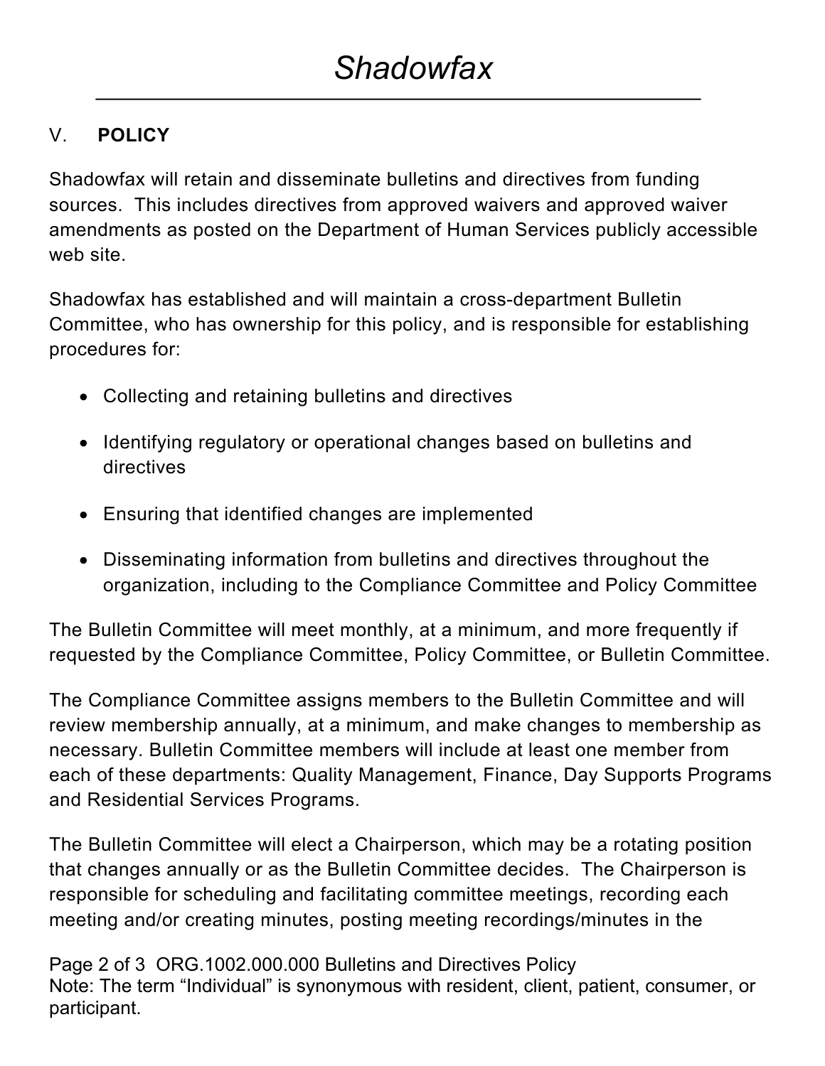## V. POLICY

Shadowfax will retain and disseminate bulletins and directives from funding sources. This includes directives from approved waivers and approved waiver amendments as posted on the Department of Human Services publicly accessible web site.

Shadowfax has established and will maintain a cross-department Bulletin Committee, who has ownership for this policy, and is responsible for establishing procedures for:

- Collecting and retaining bulletins and directives
- Identifying regulatory or operational changes based on bulletins and directives
- Ensuring that identified changes are implemented
- Disseminating information from bulletins and directives throughout the organization, including to the Compliance Committee and Policy Committee

The Bulletin Committee will meet monthly, at a minimum, and more frequently if requested by the Compliance Committee, Policy Committee, or Bulletin Committee.

The Compliance Committee assigns members to the Bulletin Committee and will review membership annually, at a minimum, and make changes to membership as necessary. Bulletin Committee members will include at least one member from each of these departments: Quality Management, Finance, Day Supports Programs and Residential Services Programs.

The Bulletin Committee will elect a Chairperson, which may be a rotating position that changes annually or as the Bulletin Committee decides. The Chairperson is responsible for scheduling and facilitating committee meetings, recording each meeting and/or creating minutes, posting meeting recordings/minutes in the

Note: The term "Individual" is synonymous with resident, client, patient, consumer, or participant.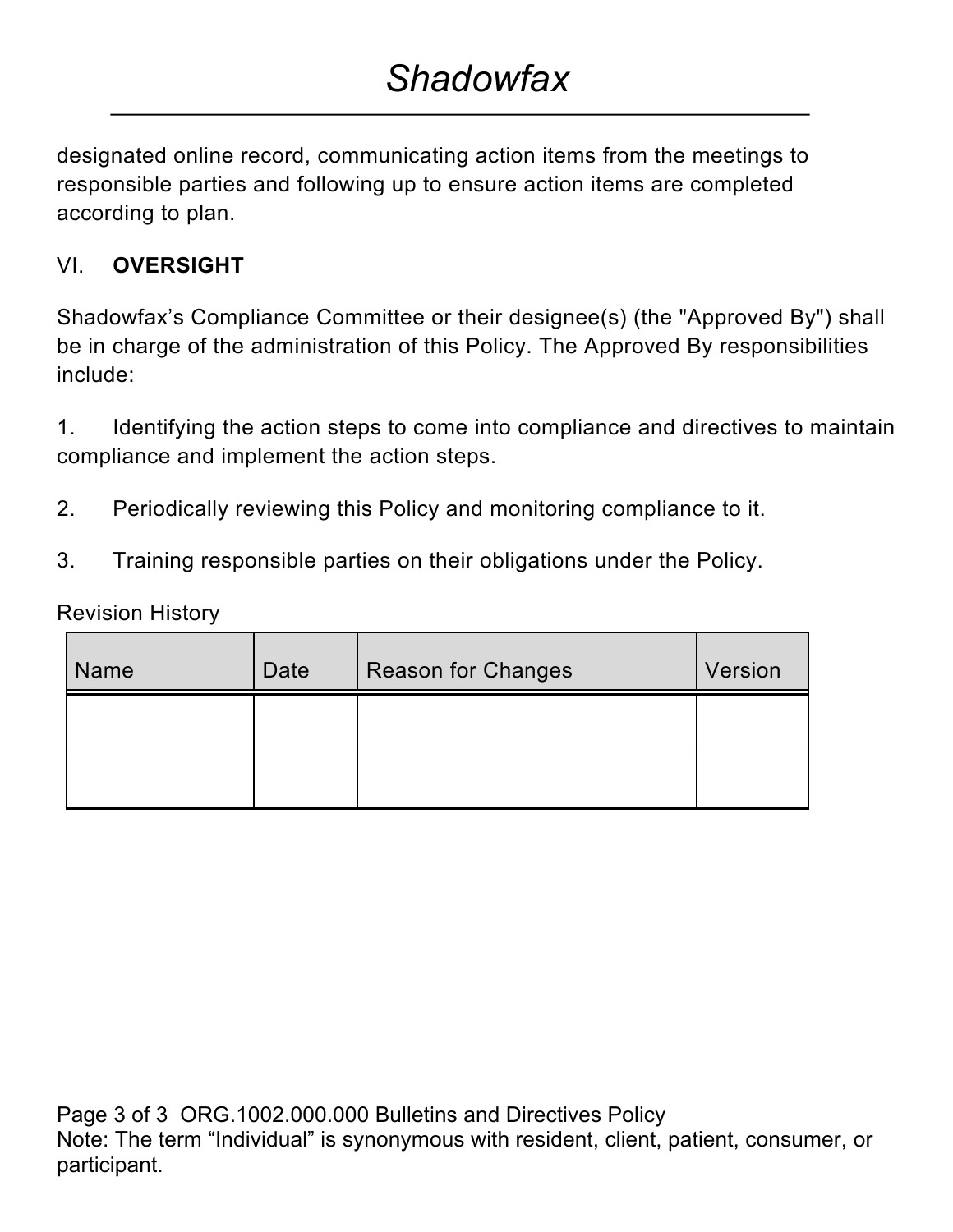designated online record, communicating action items from the meetings to responsible parties and following up to ensure action items are completed according to plan.

## VI. **OVERSIGHT**

Shadowfax's Compliance Committee or their designee(s) (the "Approved By") shall be in charge of the administration of this Policy. The Approved By responsibilities include:

1. Identifying the action steps to come into compliance and directives to maintain compliance and implement the action steps.

2. Periodically reviewing this Policy and monitoring compliance to it.

3. Training responsible parties on their obligations under the Policy.

Revision History

| Name | Date | Reason for Changes | Version |
|---|---|---|---|
| | | | |
| | | | |

Note: The term "Individual" is synonymous with resident, client, patient, consumer, or participant.